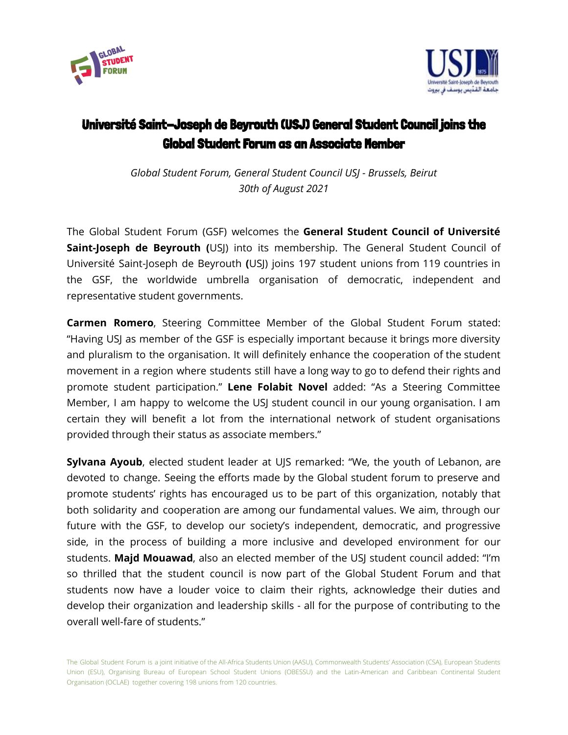# Université Saint-Joseph de Beyrouth (USJ) General Student Council joins the Global Student Forum as an Associate Member

*Global Student Forum, General Student Council USJ - Brussels, Beirut*
*30th of August 2021*

The Global Student Forum (GSF) welcomes the **General Student Council of Université Saint-Joseph de Beyrouth (**USJ) into its membership. The General Student Council of Université Saint-Joseph de Beyrouth **(**USJ) joins 197 student unions from 119 countries in the GSF, the worldwide umbrella organisation of democratic, independent and representative student governments.

**Carmen Romero**, Steering Committee Member of the Global Student Forum stated: "Having USJ as member of the GSF is especially important because it brings more diversity and pluralism to the organisation. It will definitely enhance the cooperation of the student movement in a region where students still have a long way to go to defend their rights and promote student participation." **Lene Folabit Novel** added: "As a Steering Committee Member, I am happy to welcome the USJ student council in our young organisation. I am certain they will benefit a lot from the international network of student organisations provided through their status as associate members."

**Sylvana Ayoub**, elected student leader at UJS remarked: "We, the youth of Lebanon, are devoted to change. Seeing the efforts made by the Global student forum to preserve and promote students' rights has encouraged us to be part of this organization, notably that both solidarity and cooperation are among our fundamental values. We aim, through our future with the GSF, to develop our society's independent, democratic, and progressive side, in the process of building a more inclusive and developed environment for our students. **Majd Mouawad**, also an elected member of the USJ student council added: "I'm so thrilled that the student council is now part of the Global Student Forum and that students now have a louder voice to claim their rights, acknowledge their duties and develop their organization and leadership skills - all for the purpose of contributing to the overall well-fare of students."

The Global Student Forum is a joint initiative of the All-Africa Students Union (AASU), Commonwealth Students' Association (CSA), European Students Union (ESU), Organising Bureau of European School Student Unions (OBESSU) and the Latin-American and Caribbean Continental Student Organisation (OCLAE) together covering 198 unions from 120 countries.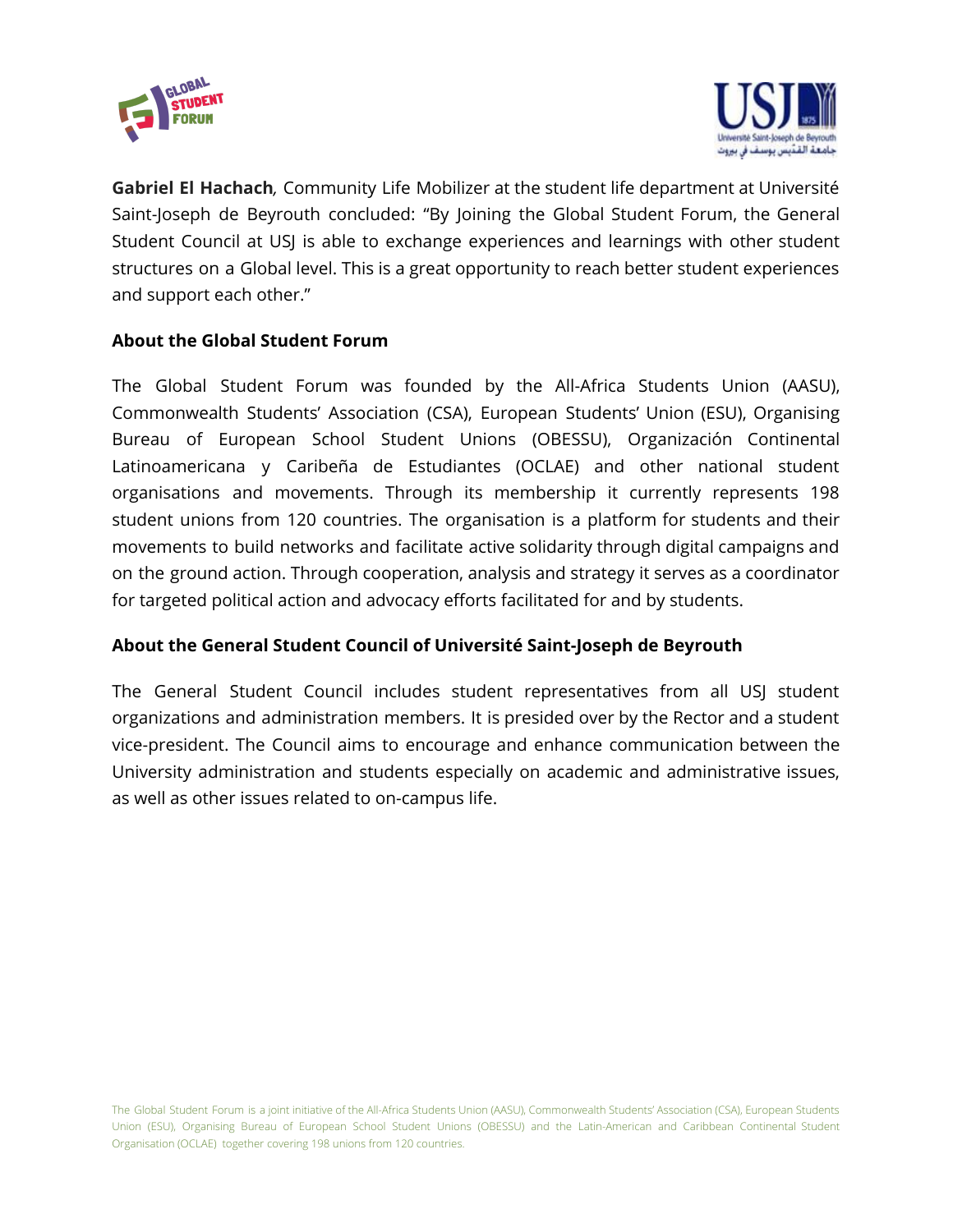**Gabriel El Hachach**, Community Life Mobilizer at the student life department at Université Saint-Joseph de Beyrouth concluded: "By Joining the Global Student Forum, the General Student Council at USJ is able to exchange experiences and learnings with other student structures on a Global level. This is a great opportunity to reach better student experiences and support each other."

**About the Global Student Forum**

The Global Student Forum was founded by the All-Africa Students Union (AASU), Commonwealth Students' Association (CSA), European Students' Union (ESU), Organising Bureau of European School Student Unions (OBESSU), Organización Continental Latinoamericana y Caribeña de Estudiantes (OCLAE) and other national student organisations and movements. Through its membership it currently represents 198 student unions from 120 countries. The organisation is a platform for students and their movements to build networks and facilitate active solidarity through digital campaigns and on the ground action. Through cooperation, analysis and strategy it serves as a coordinator for targeted political action and advocacy efforts facilitated for and by students.

**About the General Student Council of Université Saint-Joseph de Beyrouth**

The General Student Council includes student representatives from all USJ student organizations and administration members. It is presided over by the Rector and a student vice-president. The Council aims to encourage and enhance communication between the University administration and students especially on academic and administrative issues, as well as other issues related to on-campus life.